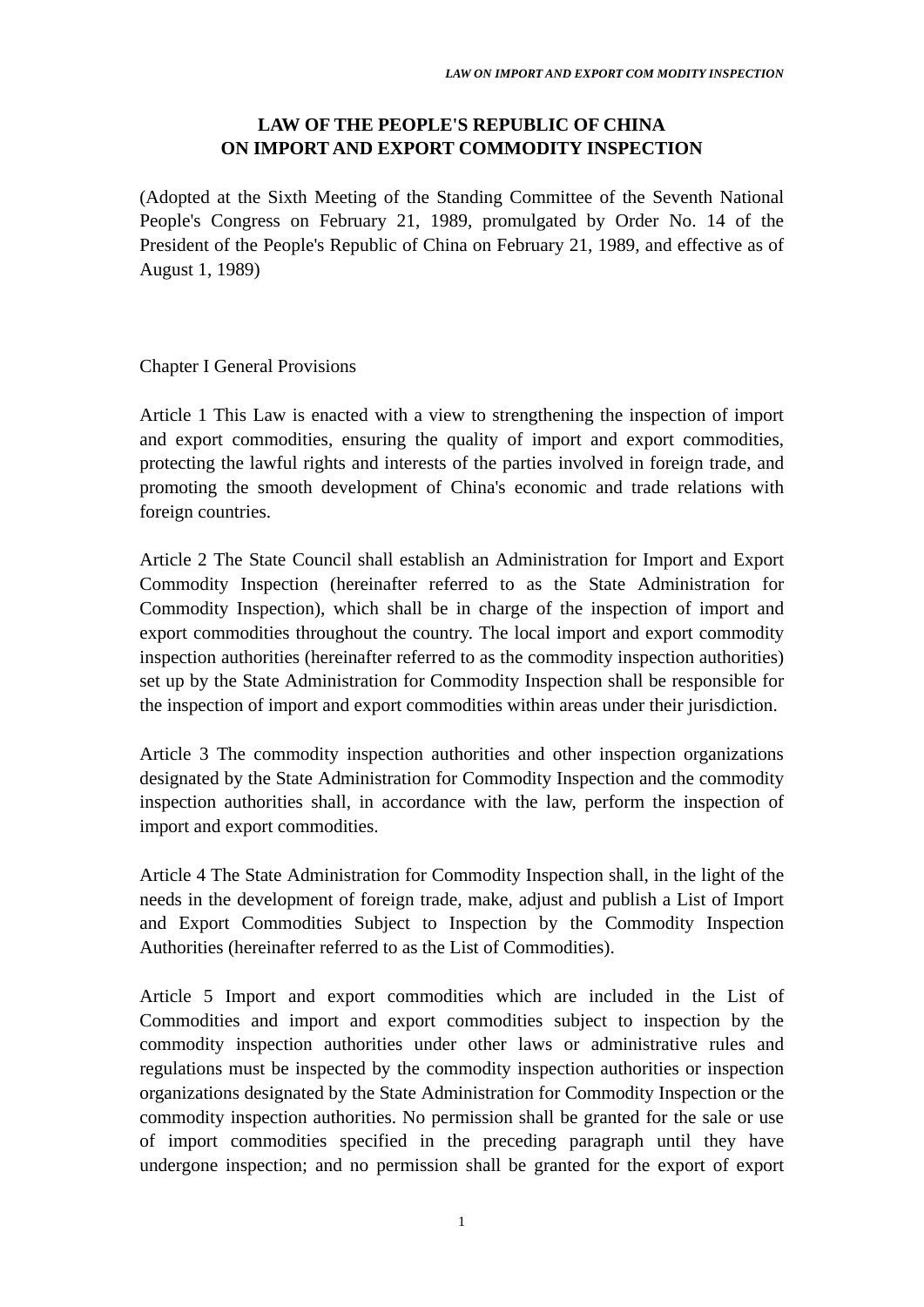# LAW OF THE PEOPLE'S REPUBLIC OF CHINA ON IMPORT AND EXPORT COMMODITY INSPECTION

(Adopted at the Sixth Meeting of the Standing Committee of the Seventh National People's Congress on February 21, 1989, promulgated by Order No. 14 of the President of the People's Republic of China on February 21, 1989, and effective as of August 1, 1989)

## Chapter I General Provisions

Article 1 This Law is enacted with a view to strengthening the inspection of import and export commodities, ensuring the quality of import and export commodities, protecting the lawful rights and interests of the parties involved in foreign trade, and promoting the smooth development of China's economic and trade relations with foreign countries.

Article 2 The State Council shall establish an Administration for Import and Export Commodity Inspection (hereinafter referred to as the State Administration for Commodity Inspection), which shall be in charge of the inspection of import and export commodities throughout the country. The local import and export commodity inspection authorities (hereinafter referred to as the commodity inspection authorities) set up by the State Administration for Commodity Inspection shall be responsible for the inspection of import and export commodities within areas under their jurisdiction.

Article 3 The commodity inspection authorities and other inspection organizations designated by the State Administration for Commodity Inspection and the commodity inspection authorities shall, in accordance with the law, perform the inspection of import and export commodities.

Article 4 The State Administration for Commodity Inspection shall, in the light of the needs in the development of foreign trade, make, adjust and publish a List of Import and Export Commodities Subject to Inspection by the Commodity Inspection Authorities (hereinafter referred to as the List of Commodities).

Article 5 Import and export commodities which are included in the List of Commodities and import and export commodities subject to inspection by the commodity inspection authorities under other laws or administrative rules and regulations must be inspected by the commodity inspection authorities or inspection organizations designated by the State Administration for Commodity Inspection or the commodity inspection authorities. No permission shall be granted for the sale or use of import commodities specified in the preceding paragraph until they have undergone inspection; and no permission shall be granted for the export of export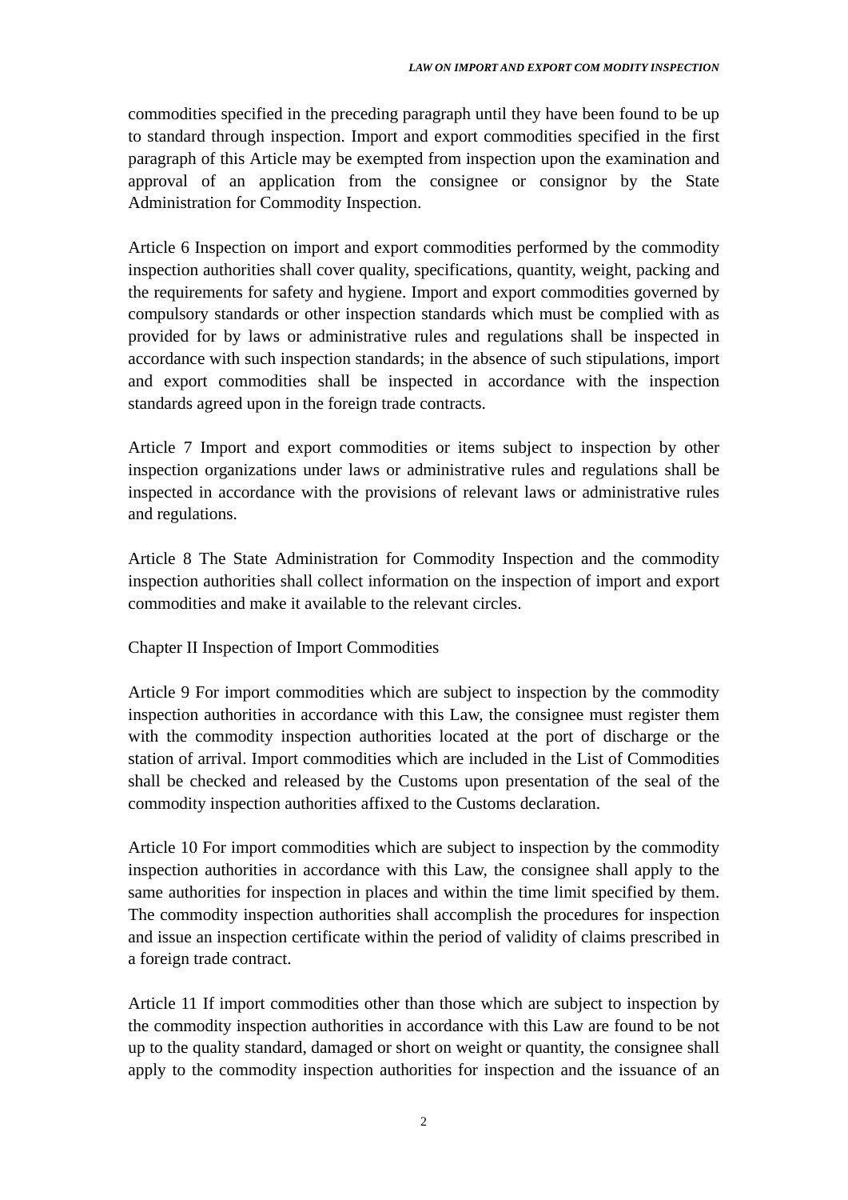commodities specified in the preceding paragraph until they have been found to be up to standard through inspection. Import and export commodities specified in the first paragraph of this Article may be exempted from inspection upon the examination and approval of an application from the consignee or consignor by the State Administration for Commodity Inspection.

Article 6 Inspection on import and export commodities performed by the commodity inspection authorities shall cover quality, specifications, quantity, weight, packing and the requirements for safety and hygiene. Import and export commodities governed by compulsory standards or other inspection standards which must be complied with as provided for by laws or administrative rules and regulations shall be inspected in accordance with such inspection standards; in the absence of such stipulations, import and export commodities shall be inspected in accordance with the inspection standards agreed upon in the foreign trade contracts.

Article 7 Import and export commodities or items subject to inspection by other inspection organizations under laws or administrative rules and regulations shall be inspected in accordance with the provisions of relevant laws or administrative rules and regulations.

Article 8 The State Administration for Commodity Inspection and the commodity inspection authorities shall collect information on the inspection of import and export commodities and make it available to the relevant circles.

## Chapter II Inspection of Import Commodities

Article 9 For import commodities which are subject to inspection by the commodity inspection authorities in accordance with this Law, the consignee must register them with the commodity inspection authorities located at the port of discharge or the station of arrival. Import commodities which are included in the List of Commodities shall be checked and released by the Customs upon presentation of the seal of the commodity inspection authorities affixed to the Customs declaration.

Article 10 For import commodities which are subject to inspection by the commodity inspection authorities in accordance with this Law, the consignee shall apply to the same authorities for inspection in places and within the time limit specified by them. The commodity inspection authorities shall accomplish the procedures for inspection and issue an inspection certificate within the period of validity of claims prescribed in a foreign trade contract.

Article 11 If import commodities other than those which are subject to inspection by the commodity inspection authorities in accordance with this Law are found to be not up to the quality standard, damaged or short on weight or quantity, the consignee shall apply to the commodity inspection authorities for inspection and the issuance of an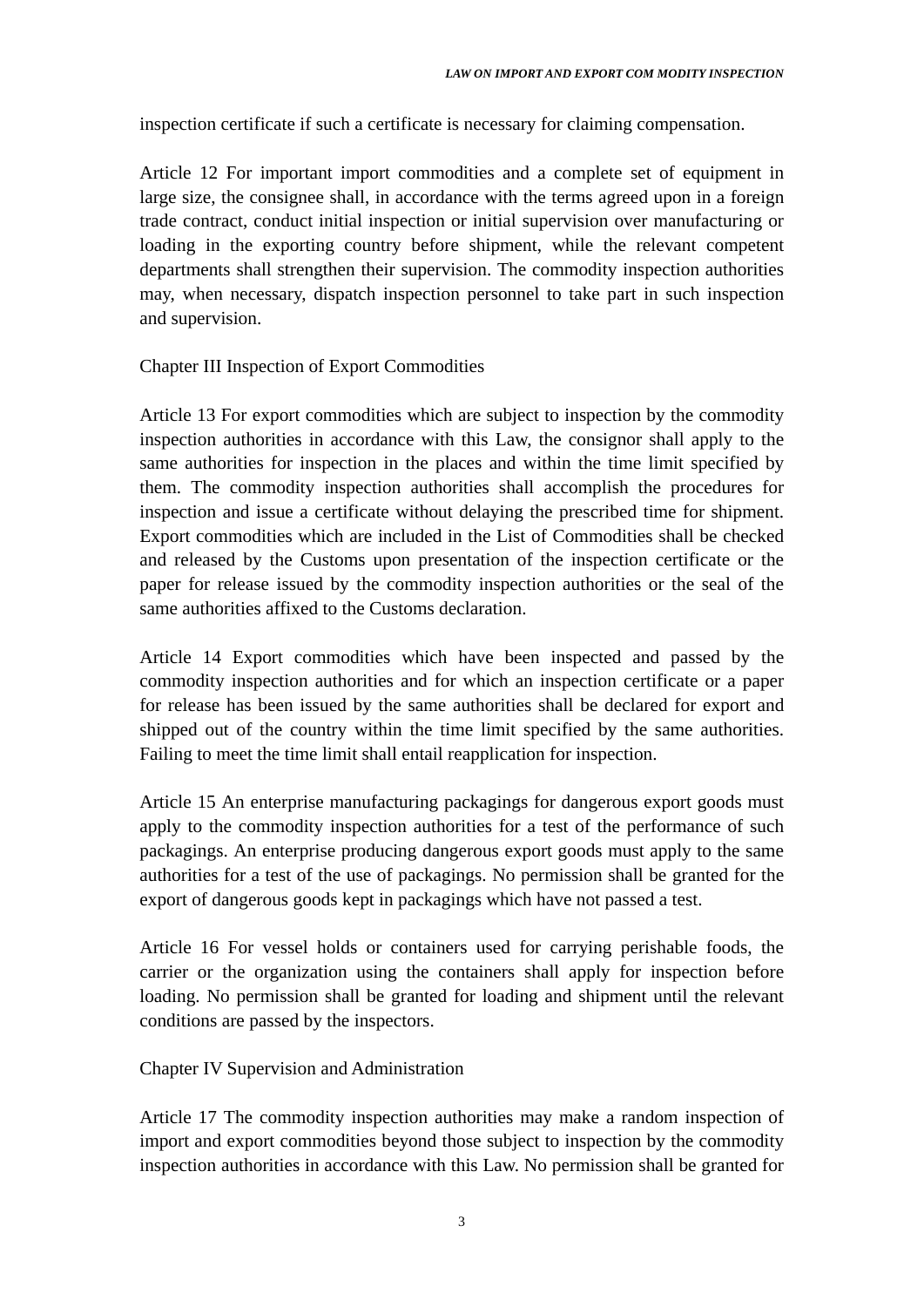inspection certificate if such a certificate is necessary for claiming compensation.

Article 12 For important import commodities and a complete set of equipment in large size, the consignee shall, in accordance with the terms agreed upon in a foreign trade contract, conduct initial inspection or initial supervision over manufacturing or loading in the exporting country before shipment, while the relevant competent departments shall strengthen their supervision. The commodity inspection authorities may, when necessary, dispatch inspection personnel to take part in such inspection and supervision.

## Chapter III Inspection of Export Commodities

Article 13 For export commodities which are subject to inspection by the commodity inspection authorities in accordance with this Law, the consignor shall apply to the same authorities for inspection in the places and within the time limit specified by them. The commodity inspection authorities shall accomplish the procedures for inspection and issue a certificate without delaying the prescribed time for shipment. Export commodities which are included in the List of Commodities shall be checked and released by the Customs upon presentation of the inspection certificate or the paper for release issued by the commodity inspection authorities or the seal of the same authorities affixed to the Customs declaration.

Article 14 Export commodities which have been inspected and passed by the commodity inspection authorities and for which an inspection certificate or a paper for release has been issued by the same authorities shall be declared for export and shipped out of the country within the time limit specified by the same authorities. Failing to meet the time limit shall entail reapplication for inspection.

Article 15 An enterprise manufacturing packagings for dangerous export goods must apply to the commodity inspection authorities for a test of the performance of such packagings. An enterprise producing dangerous export goods must apply to the same authorities for a test of the use of packagings. No permission shall be granted for the export of dangerous goods kept in packagings which have not passed a test.

Article 16 For vessel holds or containers used for carrying perishable foods, the carrier or the organization using the containers shall apply for inspection before loading. No permission shall be granted for loading and shipment until the relevant conditions are passed by the inspectors.

## Chapter IV Supervision and Administration

Article 17 The commodity inspection authorities may make a random inspection of import and export commodities beyond those subject to inspection by the commodity inspection authorities in accordance with this Law. No permission shall be granted for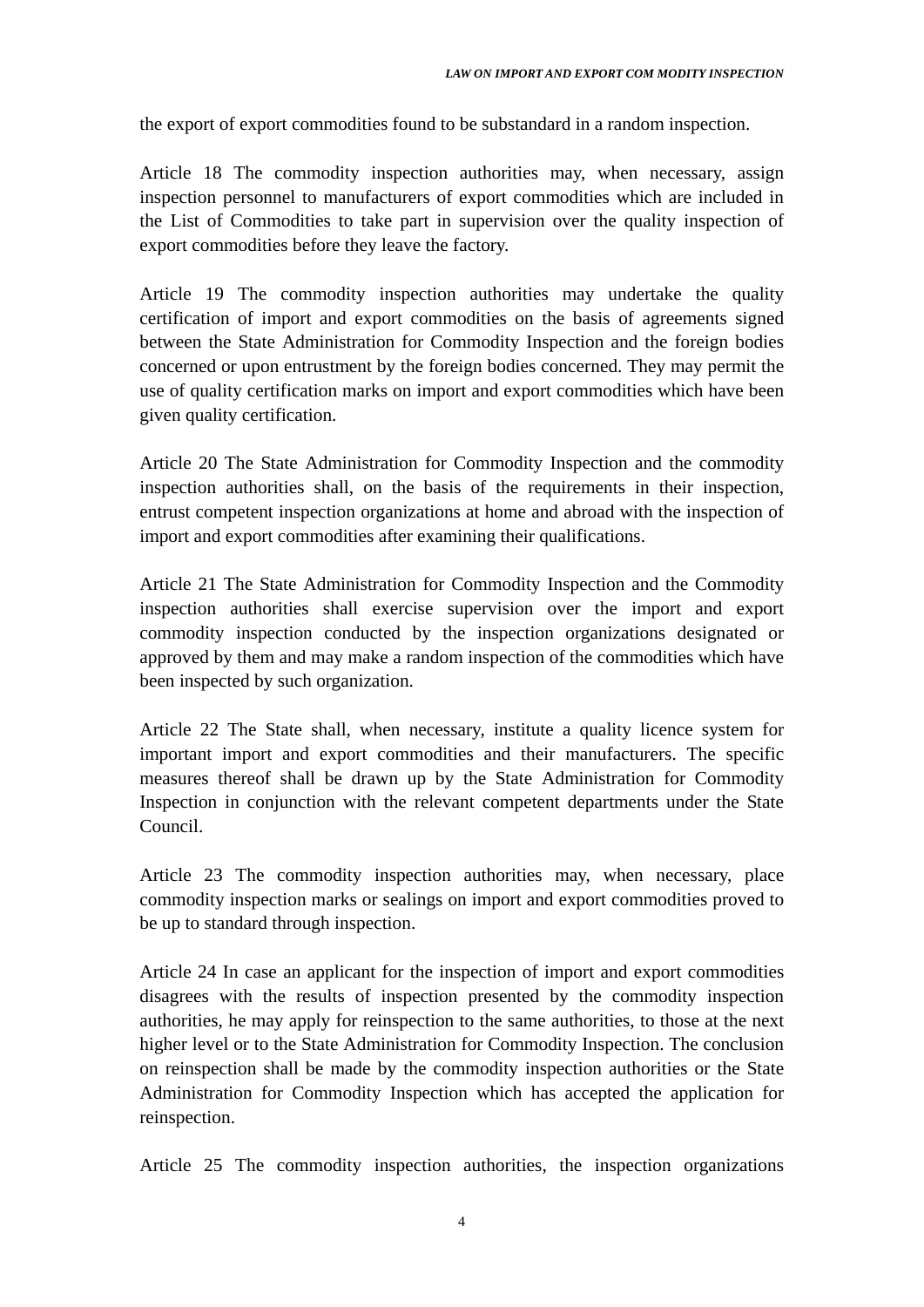the export of export commodities found to be substandard in a random inspection.

Article 18 The commodity inspection authorities may, when necessary, assign inspection personnel to manufacturers of export commodities which are included in the List of Commodities to take part in supervision over the quality inspection of export commodities before they leave the factory.

Article 19 The commodity inspection authorities may undertake the quality certification of import and export commodities on the basis of agreements signed between the State Administration for Commodity Inspection and the foreign bodies concerned or upon entrustment by the foreign bodies concerned. They may permit the use of quality certification marks on import and export commodities which have been given quality certification.

Article 20 The State Administration for Commodity Inspection and the commodity inspection authorities shall, on the basis of the requirements in their inspection, entrust competent inspection organizations at home and abroad with the inspection of import and export commodities after examining their qualifications.

Article 21 The State Administration for Commodity Inspection and the Commodity inspection authorities shall exercise supervision over the import and export commodity inspection conducted by the inspection organizations designated or approved by them and may make a random inspection of the commodities which have been inspected by such organization.

Article 22 The State shall, when necessary, institute a quality licence system for important import and export commodities and their manufacturers. The specific measures thereof shall be drawn up by the State Administration for Commodity Inspection in conjunction with the relevant competent departments under the State Council.

Article 23 The commodity inspection authorities may, when necessary, place commodity inspection marks or sealings on import and export commodities proved to be up to standard through inspection.

Article 24 In case an applicant for the inspection of import and export commodities disagrees with the results of inspection presented by the commodity inspection authorities, he may apply for reinspection to the same authorities, to those at the next higher level or to the State Administration for Commodity Inspection. The conclusion on reinspection shall be made by the commodity inspection authorities or the State Administration for Commodity Inspection which has accepted the application for reinspection.

Article 25 The commodity inspection authorities, the inspection organizations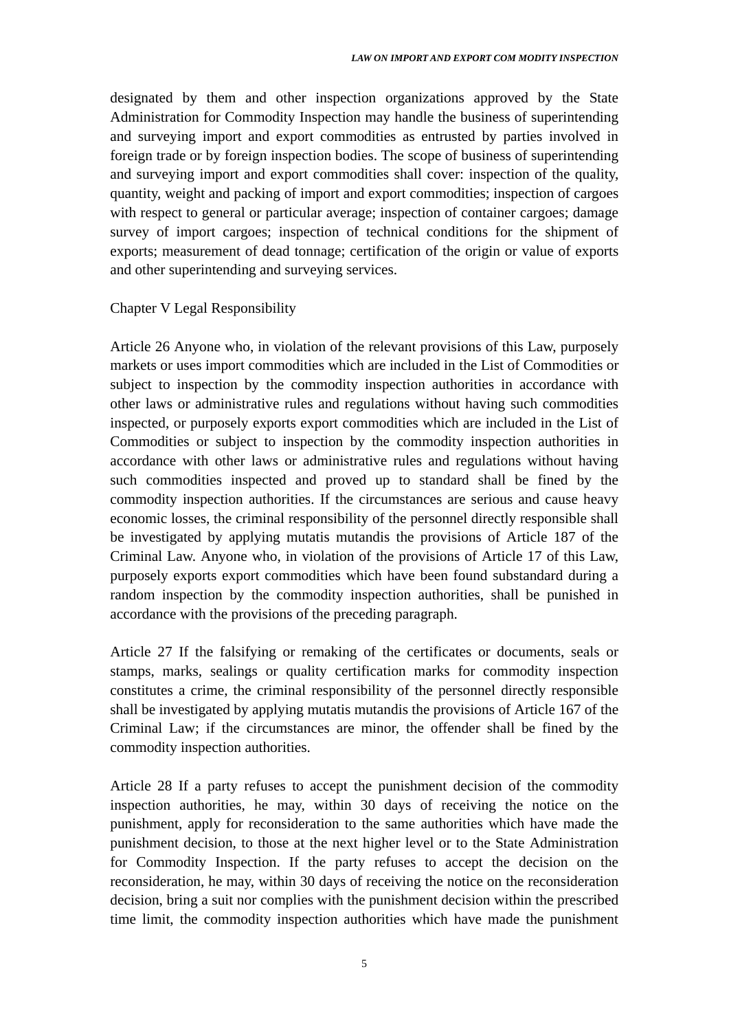designated by them and other inspection organizations approved by the State Administration for Commodity Inspection may handle the business of superintending and surveying import and export commodities as entrusted by parties involved in foreign trade or by foreign inspection bodies. The scope of business of superintending and surveying import and export commodities shall cover: inspection of the quality, quantity, weight and packing of import and export commodities; inspection of cargoes with respect to general or particular average; inspection of container cargoes; damage survey of import cargoes; inspection of technical conditions for the shipment of exports; measurement of dead tonnage; certification of the origin or value of exports and other superintending and surveying services.

## Chapter V Legal Responsibility

Article 26 Anyone who, in violation of the relevant provisions of this Law, purposely markets or uses import commodities which are included in the List of Commodities or subject to inspection by the commodity inspection authorities in accordance with other laws or administrative rules and regulations without having such commodities inspected, or purposely exports export commodities which are included in the List of Commodities or subject to inspection by the commodity inspection authorities in accordance with other laws or administrative rules and regulations without having such commodities inspected and proved up to standard shall be fined by the commodity inspection authorities. If the circumstances are serious and cause heavy economic losses, the criminal responsibility of the personnel directly responsible shall be investigated by applying mutatis mutandis the provisions of Article 187 of the Criminal Law. Anyone who, in violation of the provisions of Article 17 of this Law, purposely exports export commodities which have been found substandard during a random inspection by the commodity inspection authorities, shall be punished in accordance with the provisions of the preceding paragraph.

Article 27 If the falsifying or remaking of the certificates or documents, seals or stamps, marks, sealings or quality certification marks for commodity inspection constitutes a crime, the criminal responsibility of the personnel directly responsible shall be investigated by applying mutatis mutandis the provisions of Article 167 of the Criminal Law; if the circumstances are minor, the offender shall be fined by the commodity inspection authorities.

Article 28 If a party refuses to accept the punishment decision of the commodity inspection authorities, he may, within 30 days of receiving the notice on the punishment, apply for reconsideration to the same authorities which have made the punishment decision, to those at the next higher level or to the State Administration for Commodity Inspection. If the party refuses to accept the decision on the reconsideration, he may, within 30 days of receiving the notice on the reconsideration decision, bring a suit nor complies with the punishment decision within the prescribed time limit, the commodity inspection authorities which have made the punishment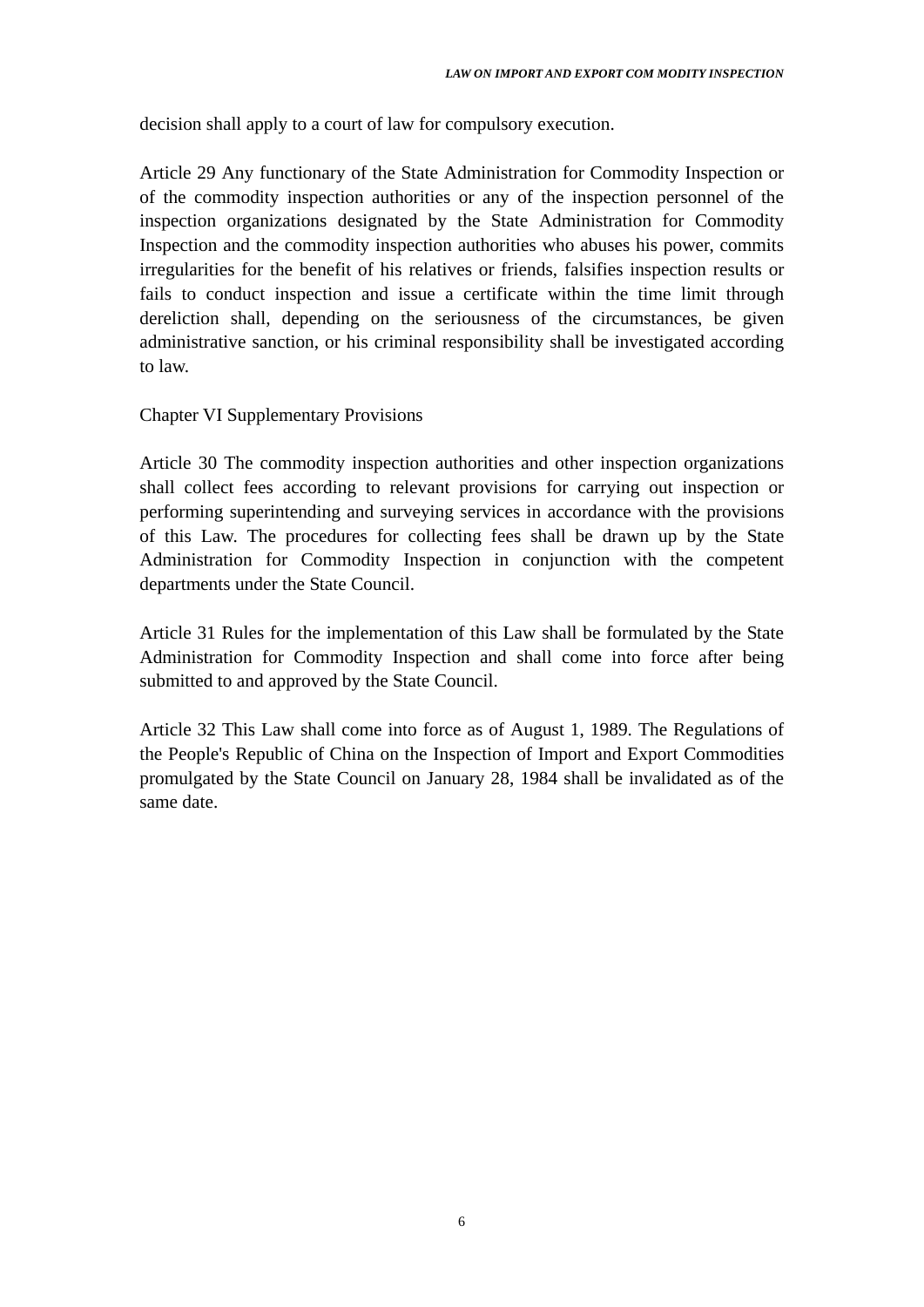decision shall apply to a court of law for compulsory execution.

Article 29 Any functionary of the State Administration for Commodity Inspection or of the commodity inspection authorities or any of the inspection personnel of the inspection organizations designated by the State Administration for Commodity Inspection and the commodity inspection authorities who abuses his power, commits irregularities for the benefit of his relatives or friends, falsifies inspection results or fails to conduct inspection and issue a certificate within the time limit through dereliction shall, depending on the seriousness of the circumstances, be given administrative sanction, or his criminal responsibility shall be investigated according to law.

## Chapter VI Supplementary Provisions

Article 30 The commodity inspection authorities and other inspection organizations shall collect fees according to relevant provisions for carrying out inspection or performing superintending and surveying services in accordance with the provisions of this Law. The procedures for collecting fees shall be drawn up by the State Administration for Commodity Inspection in conjunction with the competent departments under the State Council.

Article 31 Rules for the implementation of this Law shall be formulated by the State Administration for Commodity Inspection and shall come into force after being submitted to and approved by the State Council.

Article 32 This Law shall come into force as of August 1, 1989. The Regulations of the People's Republic of China on the Inspection of Import and Export Commodities promulgated by the State Council on January 28, 1984 shall be invalidated as of the same date.